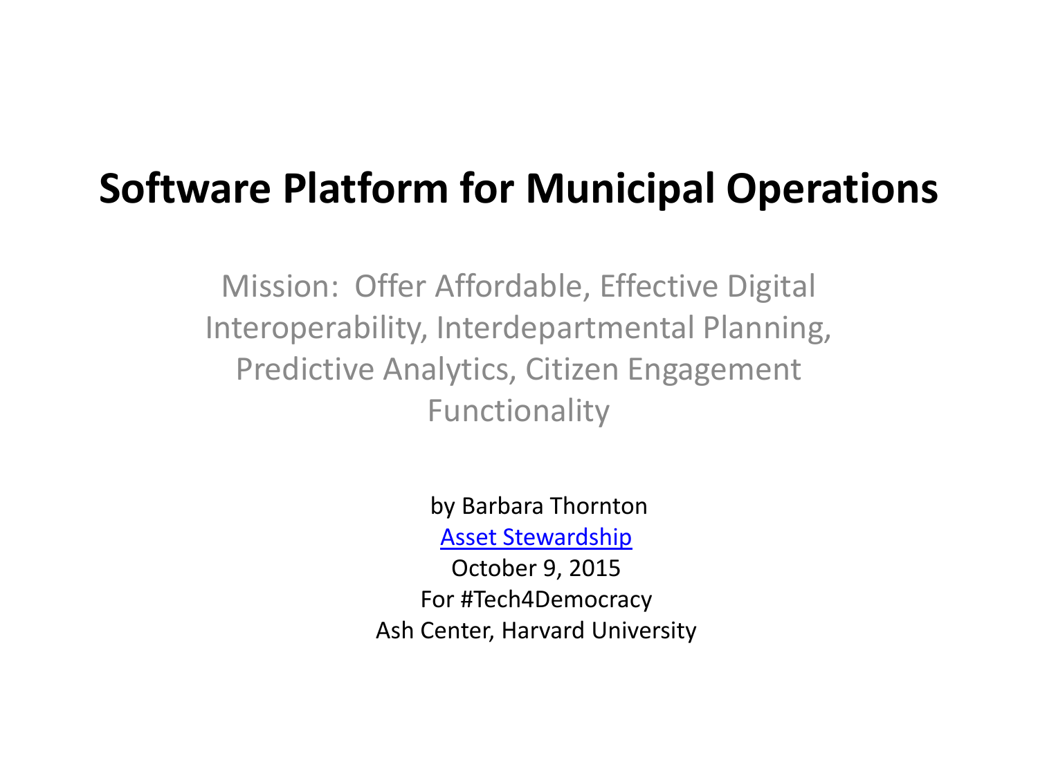# Software Platform for Municipal Operations

Mission: Offer Affordable, Effective Digital Interoperability, Interdepartmental Planning, Predictive Analytics, Citizen Engagement Functionality

by Barbara Thornton

Asset Stewardship

October 9, 2015

For #Tech4Democracy

Ash Center, Harvard University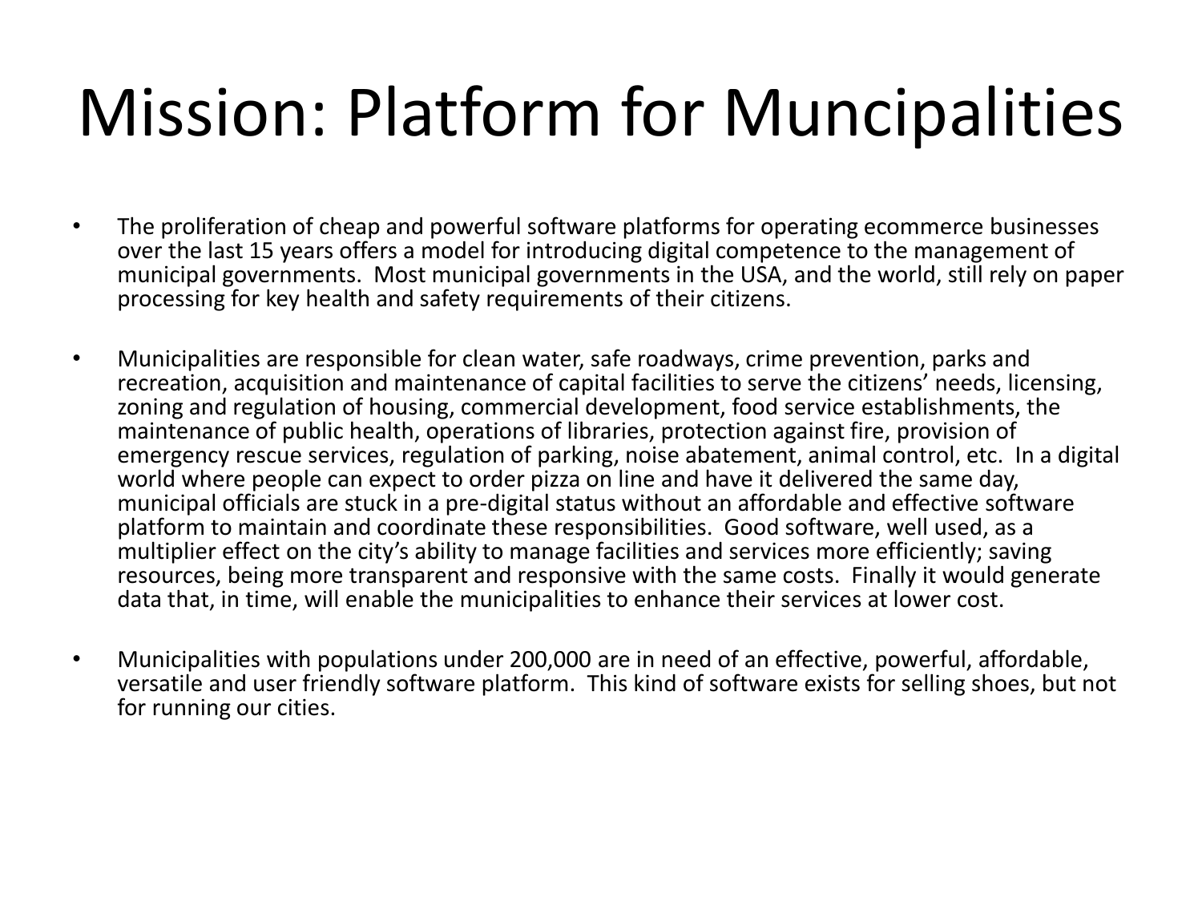# Mission: Platform for Muncipalities

- The proliferation of cheap and powerful software platforms for operating ecommerce businesses over the last 15 years offers a model for introducing digital competence to the management of municipal governments. Most municipal governments in the USA, and the world, still rely on paper processing for key health and safety requirements of their citizens.

- Municipalities are responsible for clean water, safe roadways, crime prevention, parks and recreation, acquisition and maintenance of capital facilities to serve the citizens' needs, licensing, zoning and regulation of housing, commercial development, food service establishments, the maintenance of public health, operations of libraries, protection against fire, provision of emergency rescue services, regulation of parking, noise abatement, animal control, etc. In a digital world where people can expect to order pizza on line and have it delivered the same day, municipal officials are stuck in a pre-digital status without an affordable and effective software platform to maintain and coordinate these responsibilities. Good software, well used, as a multiplier effect on the city's ability to manage facilities and services more efficiently; saving resources, being more transparent and responsive with the same costs. Finally it would generate data that, in time, will enable the municipalities to enhance their services at lower cost.

- Municipalities with populations under 200,000 are in need of an effective, powerful, affordable, versatile and user friendly software platform. This kind of software exists for selling shoes, but not for running our cities.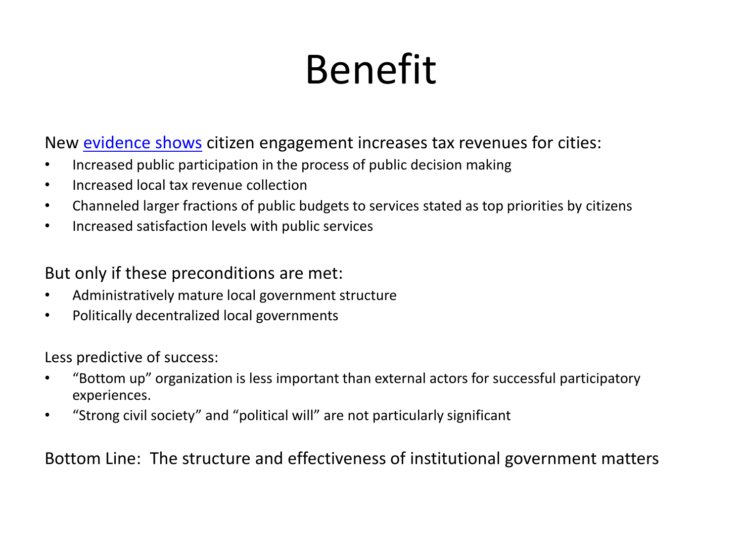# Benefit

New evidence shows citizen engagement increases tax revenues for cities:

- Increased public participation in the process of public decision making
- Increased local tax revenue collection
- Channeled larger fractions of public budgets to services stated as top priorities by citizens
- Increased satisfaction levels with public services

But only if these preconditions are met:

- Administratively mature local government structure
- Politically decentralized local governments

Less predictive of success:

- “Bottom up” organization is less important than external actors for successful participatory experiences.
- “Strong civil society” and “political will” are not particularly significant

Bottom Line: The structure and effectiveness of institutional government matters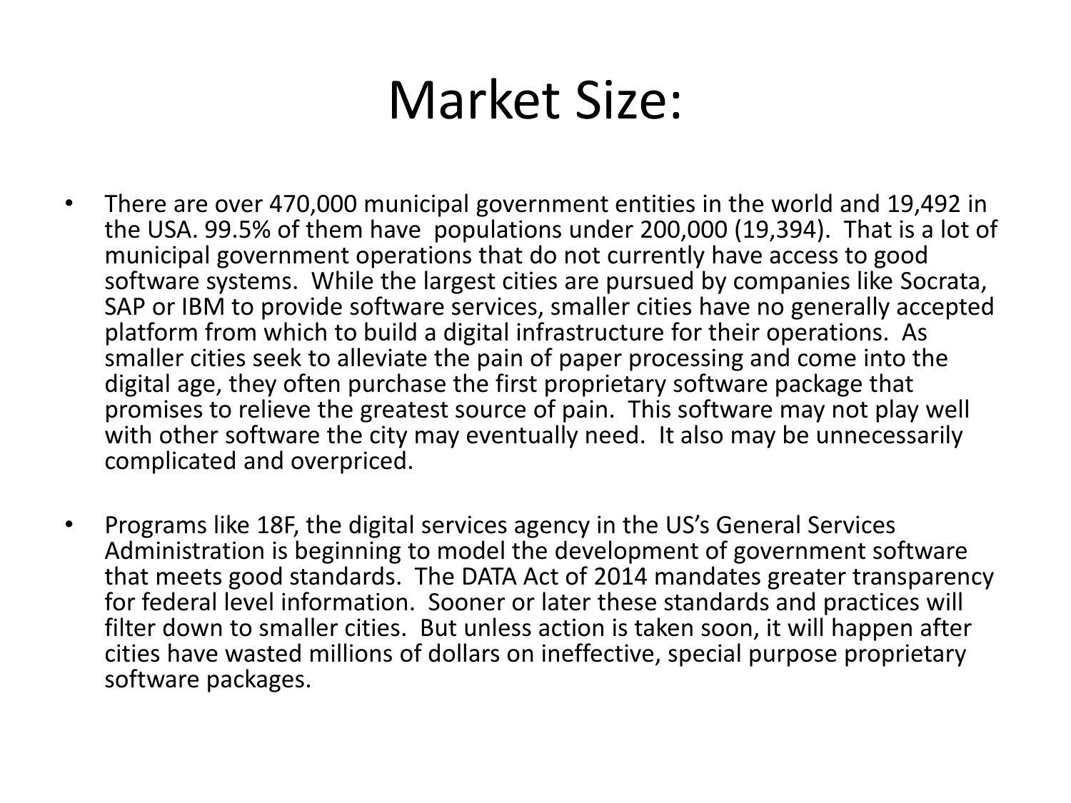# Market Size:

- There are over 470,000 municipal government entities in the world and 19,492 in the USA. 99.5% of them have populations under 200,000 (19,394). That is a lot of municipal government operations that do not currently have access to good software systems. While the largest cities are pursued by companies like Socrata, SAP or IBM to provide software services, smaller cities have no generally accepted platform from which to build a digital infrastructure for their operations. As smaller cities seek to alleviate the pain of paper processing and come into the digital age, they often purchase the first proprietary software package that promises to relieve the greatest source of pain. This software may not play well with other software the city may eventually need. It also may be unnecessarily complicated and overpriced.

- Programs like 18F, the digital services agency in the US's General Services Administration is beginning to model the development of government software that meets good standards. The DATA Act of 2014 mandates greater transparency for federal level information. Sooner or later these standards and practices will filter down to smaller cities. But unless action is taken soon, it will happen after cities have wasted millions of dollars on ineffective, special purpose proprietary software packages.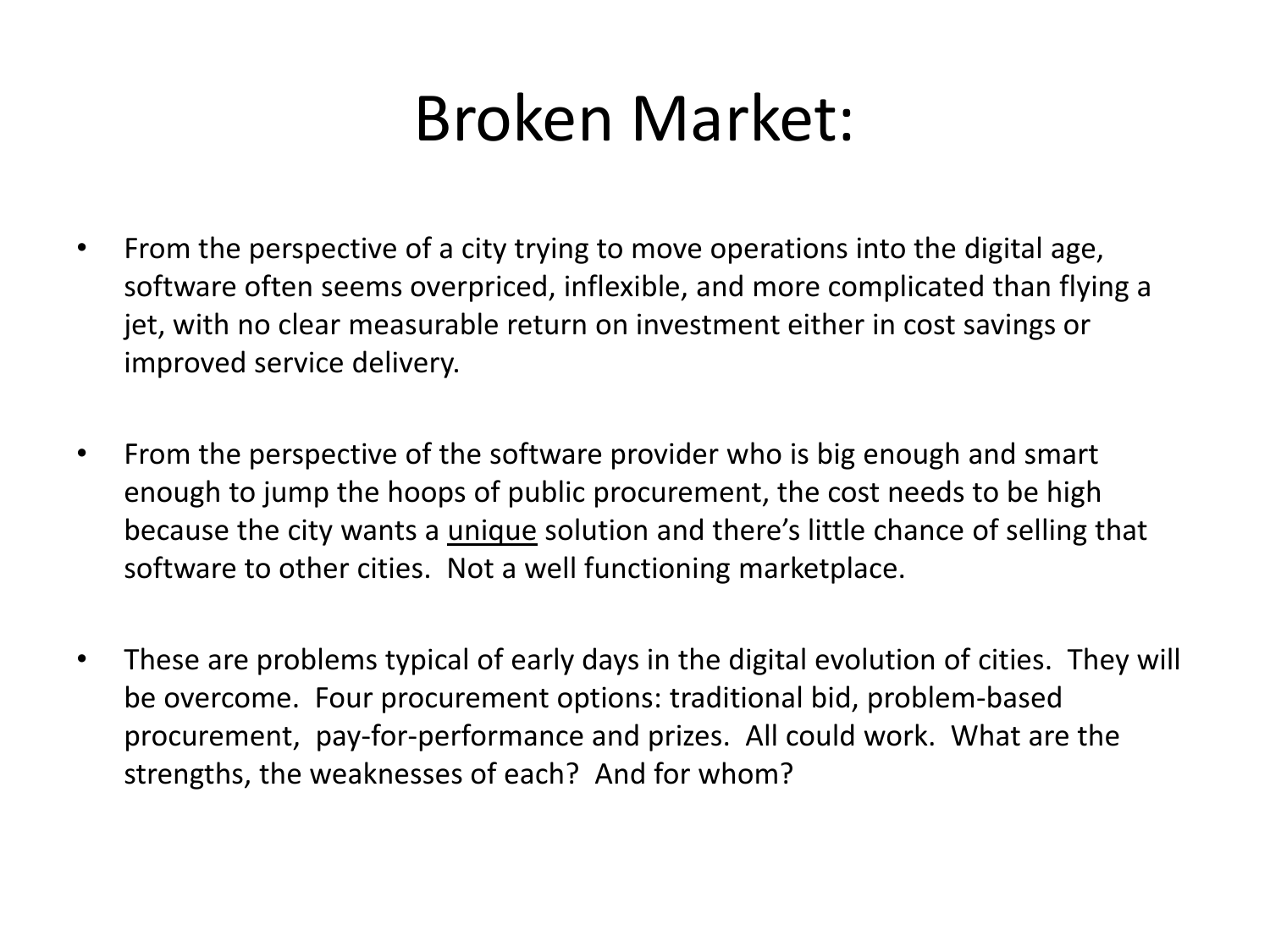# Broken Market:

- From the perspective of a city trying to move operations into the digital age, software often seems overpriced, inflexible, and more complicated than flying a jet, with no clear measurable return on investment either in cost savings or improved service delivery.

- From the perspective of the software provider who is big enough and smart enough to jump the hoops of public procurement, the cost needs to be high because the city wants a <u>unique</u> solution and there's little chance of selling that software to other cities.  Not a well functioning marketplace.

- These are problems typical of early days in the digital evolution of cities.  They will be overcome.  Four procurement options: traditional bid, problem-based procurement,  pay-for-performance and prizes.  All could work.  What are the strengths, the weaknesses of each?  And for whom?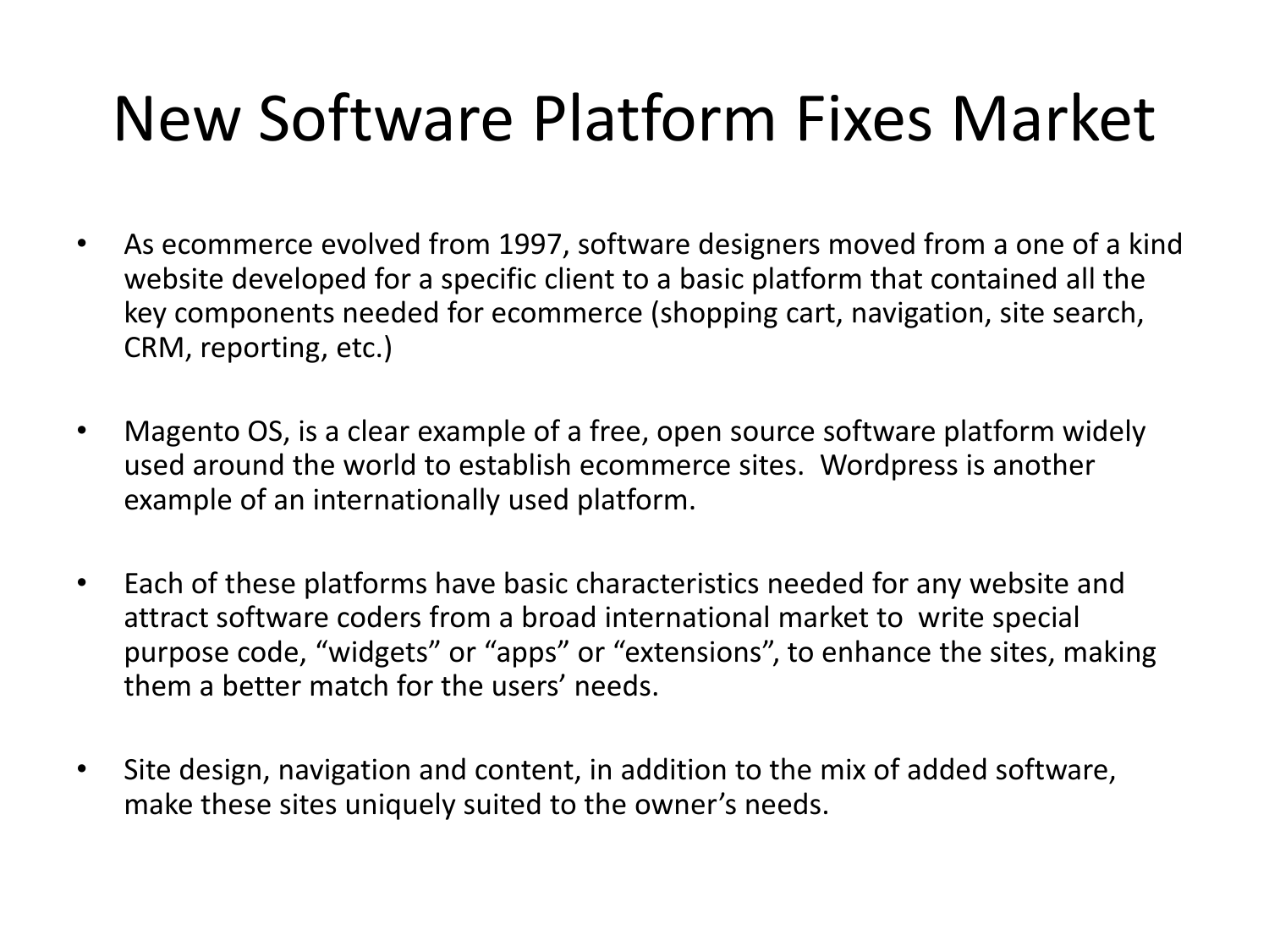# New Software Platform Fixes Market

- As ecommerce evolved from 1997, software designers moved from a one of a kind website developed for a specific client to a basic platform that contained all the key components needed for ecommerce (shopping cart, navigation, site search, CRM, reporting, etc.)
- Magento OS, is a clear example of a free, open source software platform widely used around the world to establish ecommerce sites. Wordpress is another example of an internationally used platform.
- Each of these platforms have basic characteristics needed for any website and attract software coders from a broad international market to write special purpose code, "widgets" or "apps" or "extensions", to enhance the sites, making them a better match for the users' needs.
- Site design, navigation and content, in addition to the mix of added software, make these sites uniquely suited to the owner's needs.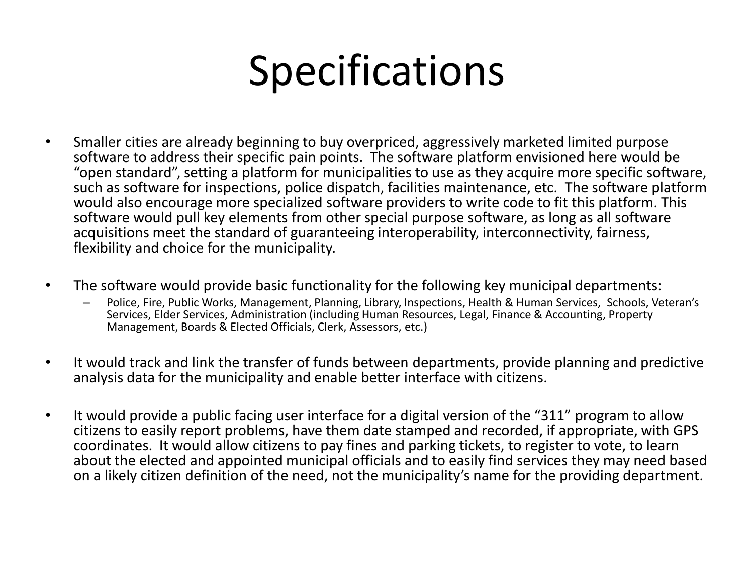# Specifications

- Smaller cities are already beginning to buy overpriced, aggressively marketed limited purpose software to address their specific pain points. The software platform envisioned here would be "open standard", setting a platform for municipalities to use as they acquire more specific software, such as software for inspections, police dispatch, facilities maintenance, etc. The software platform would also encourage more specialized software providers to write code to fit this platform. This software would pull key elements from other special purpose software, as long as all software acquisitions meet the standard of guaranteeing interoperability, interconnectivity, fairness, flexibility and choice for the municipality.

- The software would provide basic functionality for the following key municipal departments:
  - Police, Fire, Public Works, Management, Planning, Library, Inspections, Health & Human Services, Schools, Veteran's Services, Elder Services, Administration (including Human Resources, Legal, Finance & Accounting, Property Management, Boards & Elected Officials, Clerk, Assessors, etc.)

- It would track and link the transfer of funds between departments, provide planning and predictive analysis data for the municipality and enable better interface with citizens.

- It would provide a public facing user interface for a digital version of the "311" program to allow citizens to easily report problems, have them date stamped and recorded, if appropriate, with GPS coordinates. It would allow citizens to pay fines and parking tickets, to register to vote, to learn about the elected and appointed municipal officials and to easily find services they may need based on a likely citizen definition of the need, not the municipality's name for the providing department.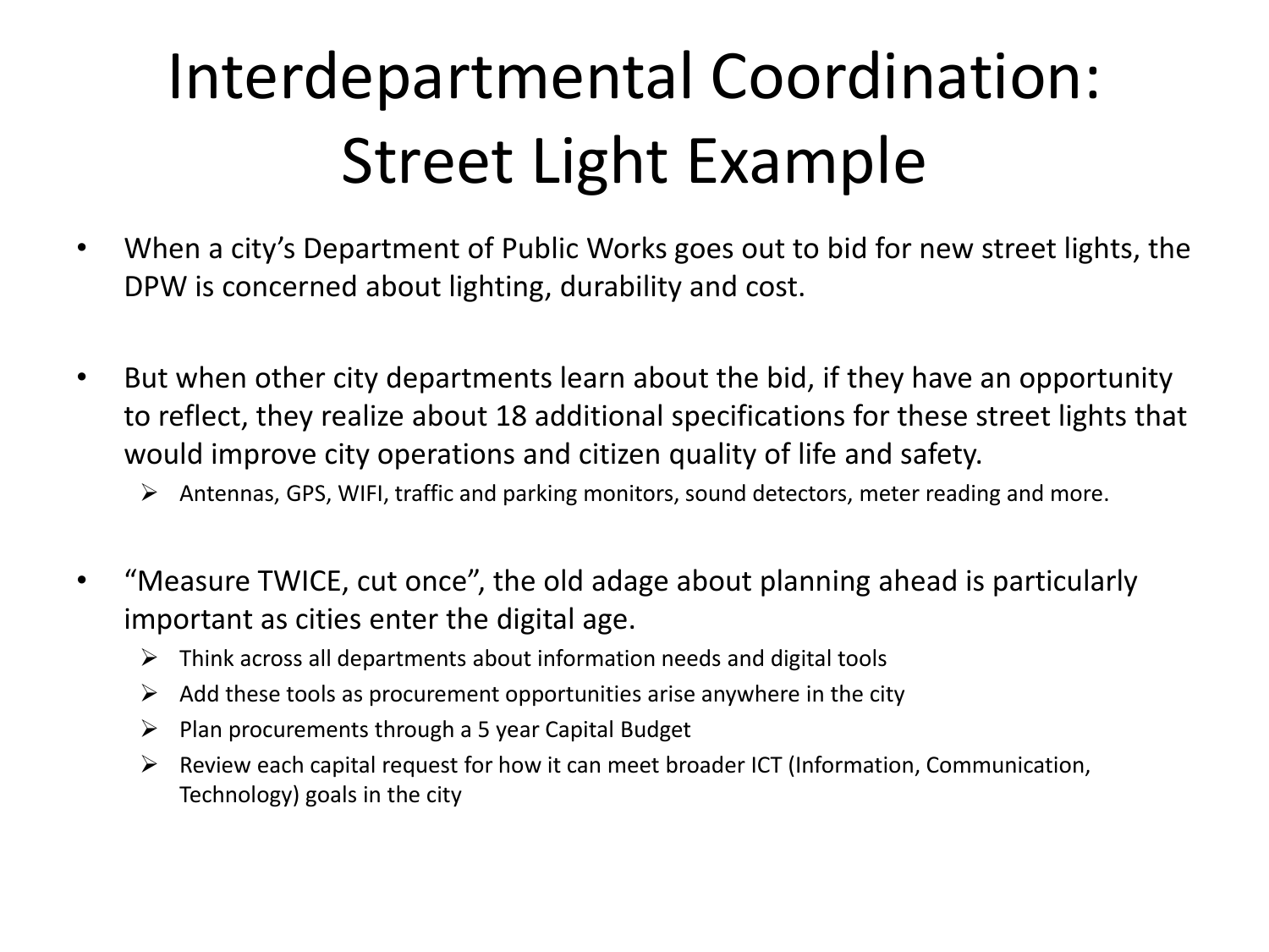# Interdepartmental Coordination: Street Light Example

- When a city's Department of Public Works goes out to bid for new street lights, the DPW is concerned about lighting, durability and cost.

- But when other city departments learn about the bid, if they have an opportunity to reflect, they realize about 18 additional specifications for these street lights that would improve city operations and citizen quality of life and safety.
  - Antennas, GPS, WIFI, traffic and parking monitors, sound detectors, meter reading and more.

- "Measure TWICE, cut once", the old adage about planning ahead is particularly important as cities enter the digital age.
  - Think across all departments about information needs and digital tools
  - Add these tools as procurement opportunities arise anywhere in the city
  - Plan procurements through a 5 year Capital Budget
  - Review each capital request for how it can meet broader ICT (Information, Communication, Technology) goals in the city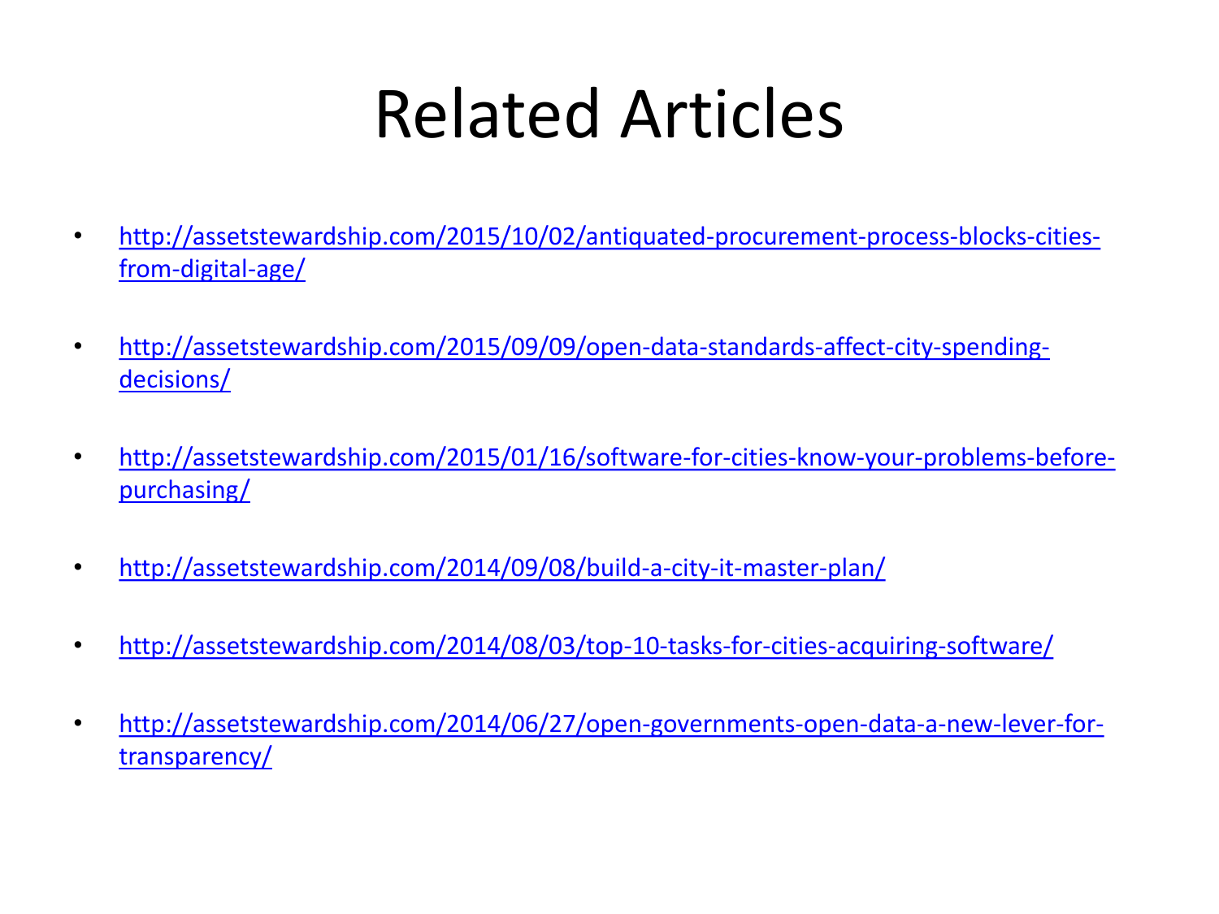# Related Articles

- http://assetstewardship.com/2015/10/02/antiquated-procurement-process-blocks-cities-from-digital-age/
- http://assetstewardship.com/2015/09/09/open-data-standards-affect-city-spending-decisions/
- http://assetstewardship.com/2015/01/16/software-for-cities-know-your-problems-before-purchasing/
- http://assetstewardship.com/2014/09/08/build-a-city-it-master-plan/
- http://assetstewardship.com/2014/08/03/top-10-tasks-for-cities-acquiring-software/
- http://assetstewardship.com/2014/06/27/open-governments-open-data-a-new-lever-for-transparency/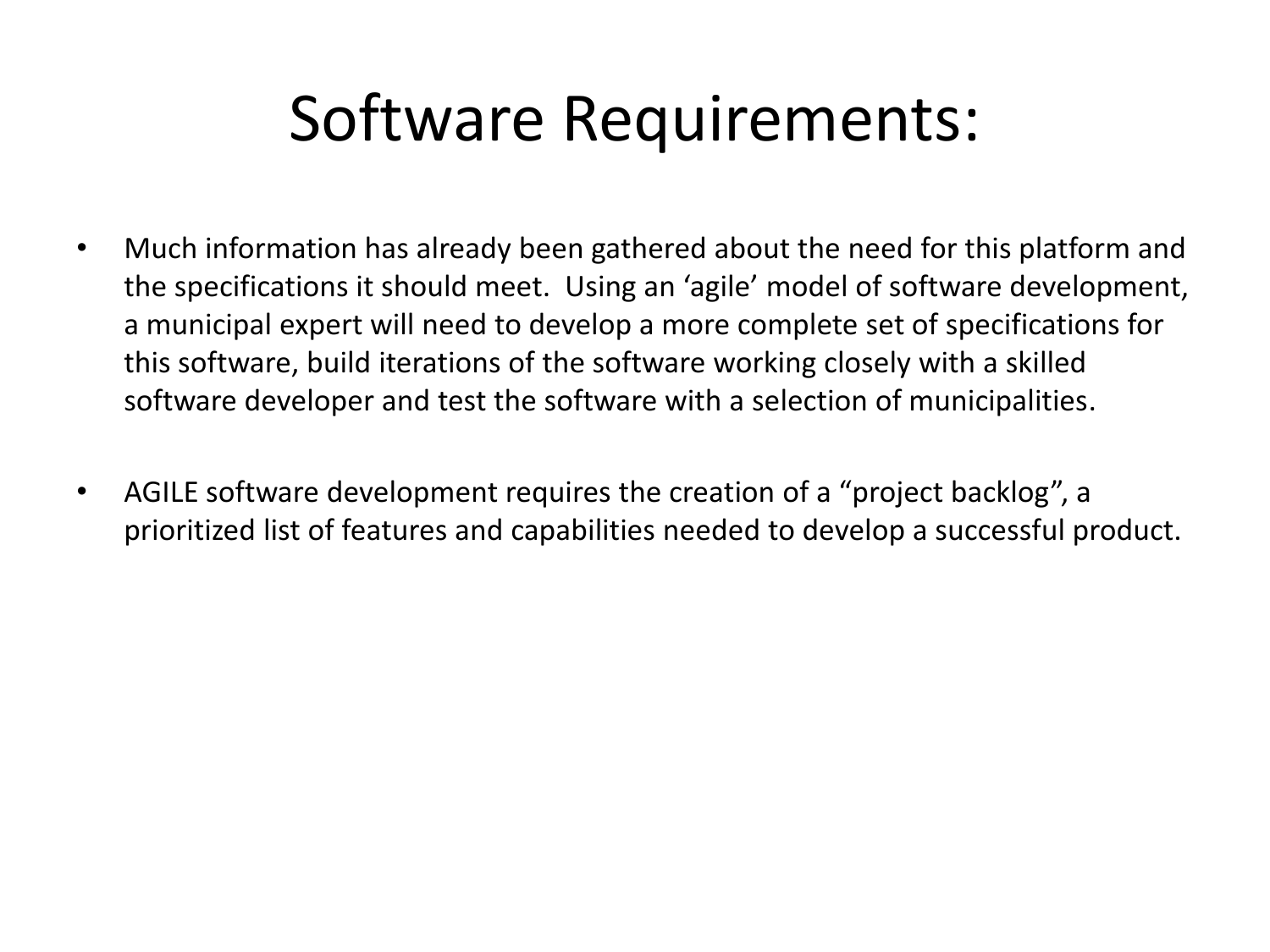# Software Requirements:

- Much information has already been gathered about the need for this platform and the specifications it should meet. Using an 'agile' model of software development, a municipal expert will need to develop a more complete set of specifications for this software, build iterations of the software working closely with a skilled software developer and test the software with a selection of municipalities.
- AGILE software development requires the creation of a "project backlog", a prioritized list of features and capabilities needed to develop a successful product.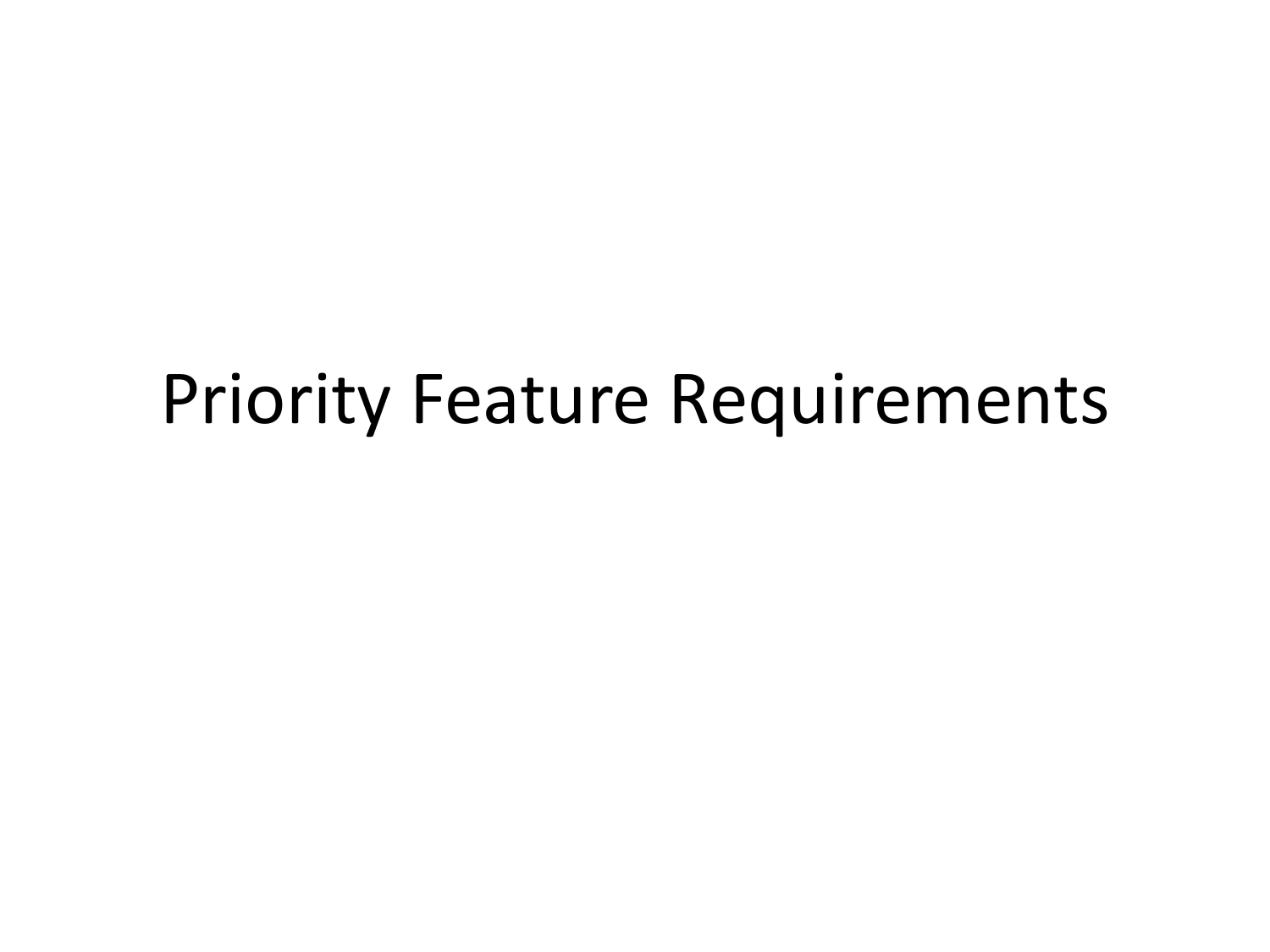# Priority Feature Requirements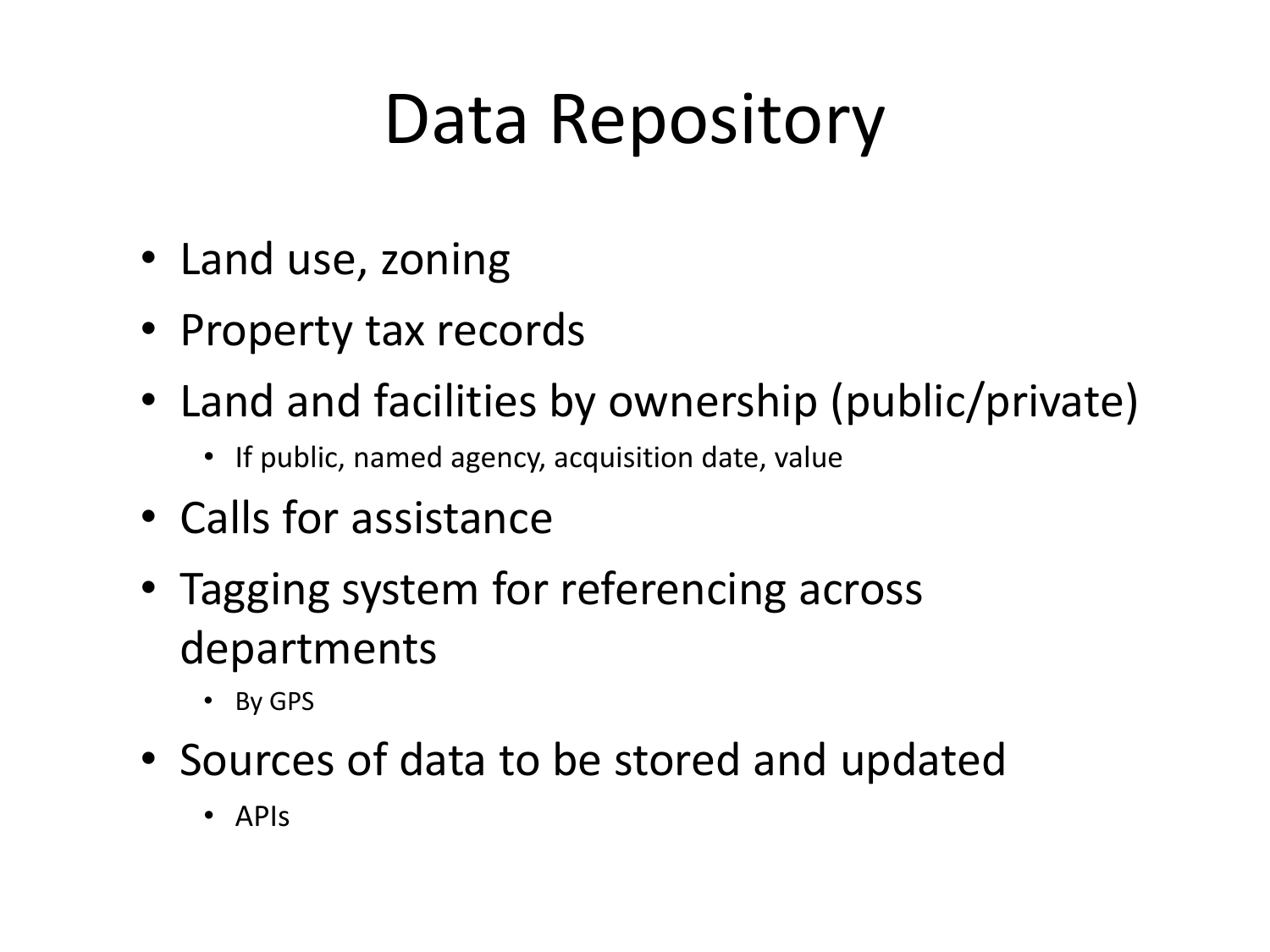# Data Repository

- Land use, zoning
- Property tax records
- Land and facilities by ownership (public/private)
  - If public, named agency, acquisition date, value
- Calls for assistance
- Tagging system for referencing across departments
  - By GPS
- Sources of data to be stored and updated
  - APIs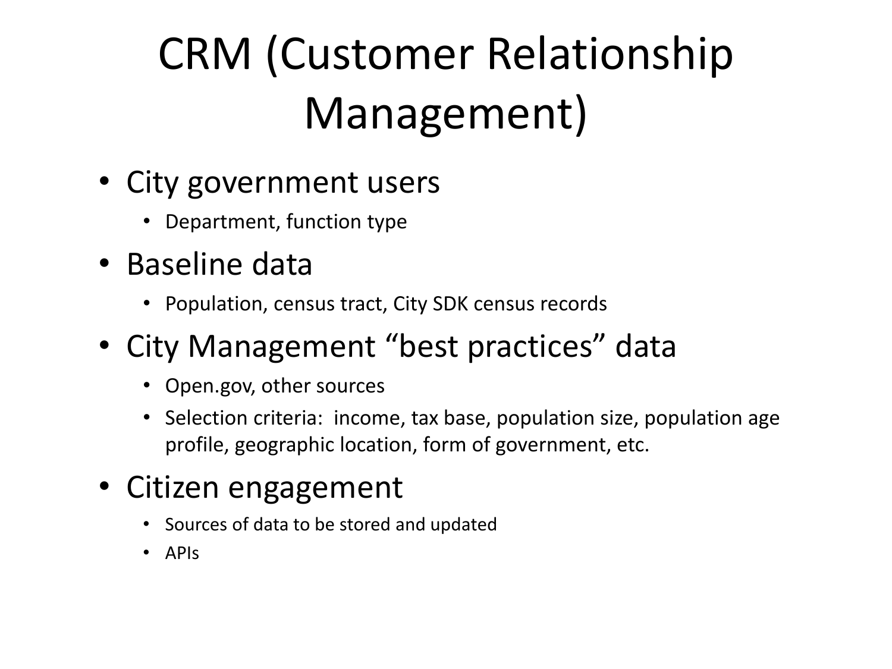# CRM (Customer Relationship Management)

- City government users
  - Department, function type
- Baseline data
  - Population, census tract, City SDK census records
- City Management "best practices" data
  - Open.gov, other sources
  - Selection criteria: income, tax base, population size, population age profile, geographic location, form of government, etc.
- Citizen engagement
  - Sources of data to be stored and updated
  - APIs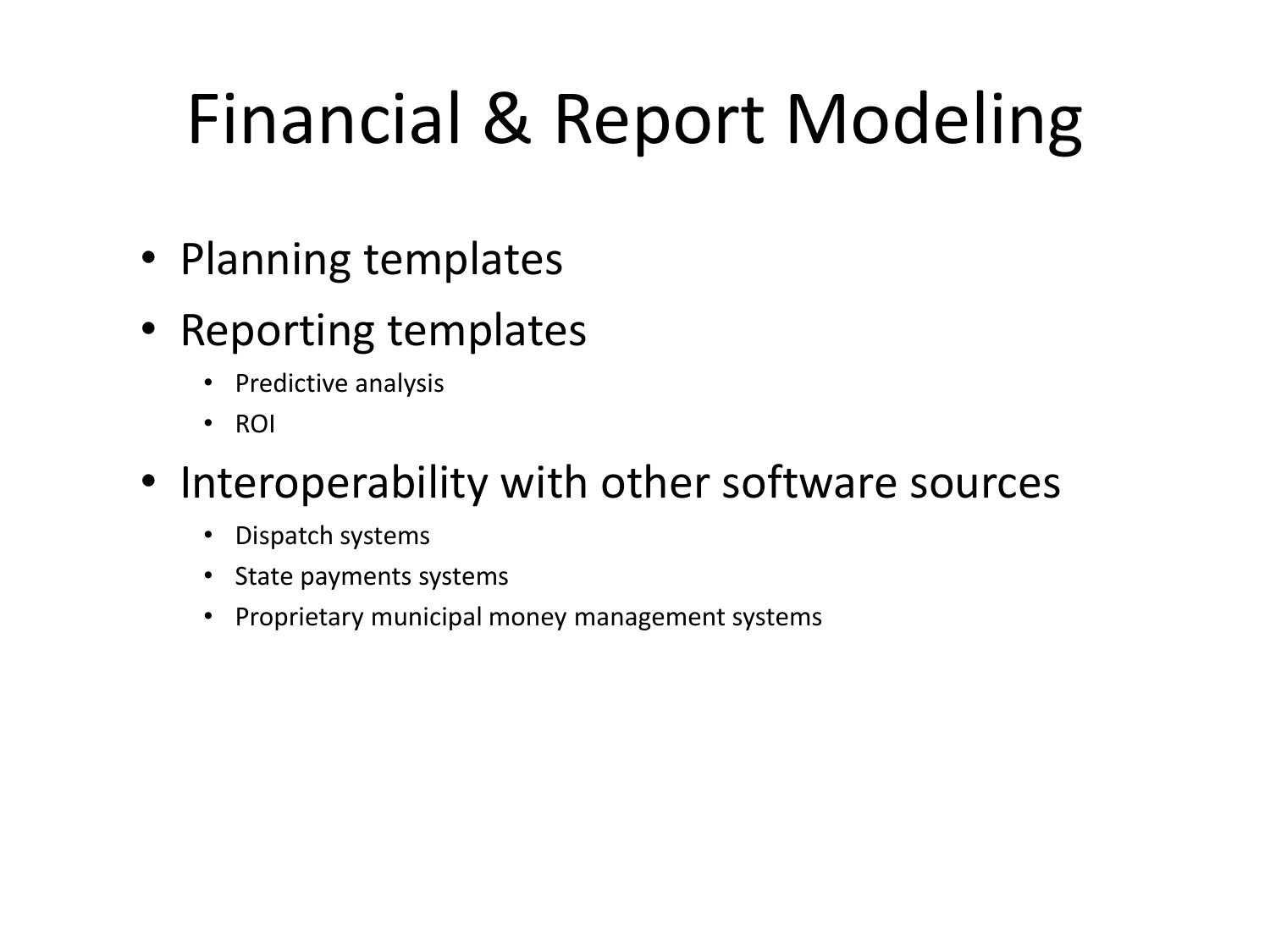# Financial & Report Modeling

- Planning templates
- Reporting templates
  - Predictive analysis
  - ROI
- Interoperability with other software sources
  - Dispatch systems
  - State payments systems
  - Proprietary municipal money management systems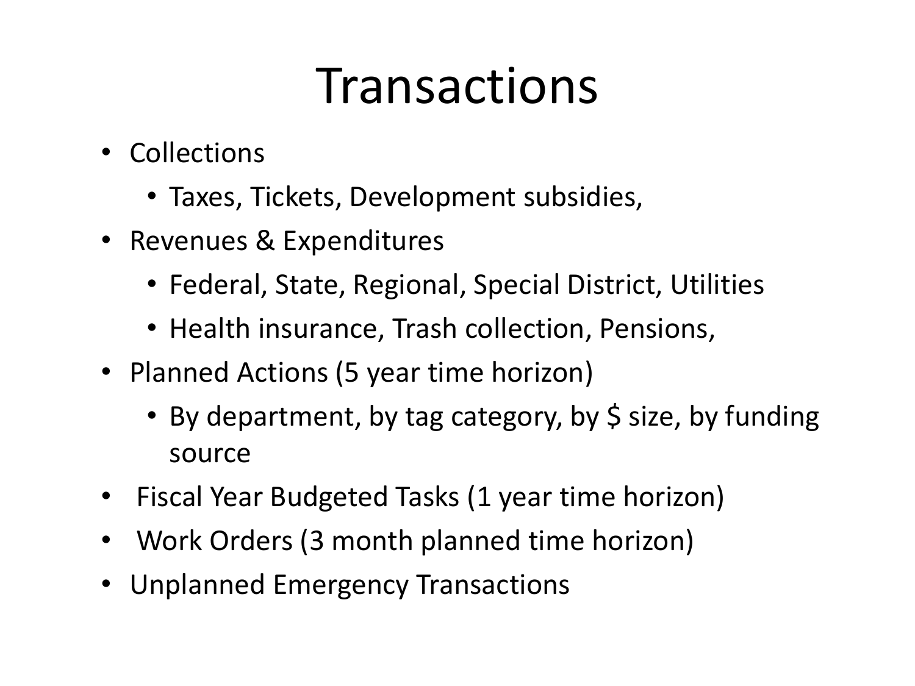# Transactions

- Collections
  - Taxes, Tickets, Development subsidies,
- Revenues & Expenditures
  - Federal, State, Regional, Special District, Utilities
  - Health insurance, Trash collection, Pensions,
- Planned Actions (5 year time horizon)
  - By department, by tag category, by $ size, by funding source
- Fiscal Year Budgeted Tasks (1 year time horizon)
- Work Orders (3 month planned time horizon)
- Unplanned Emergency Transactions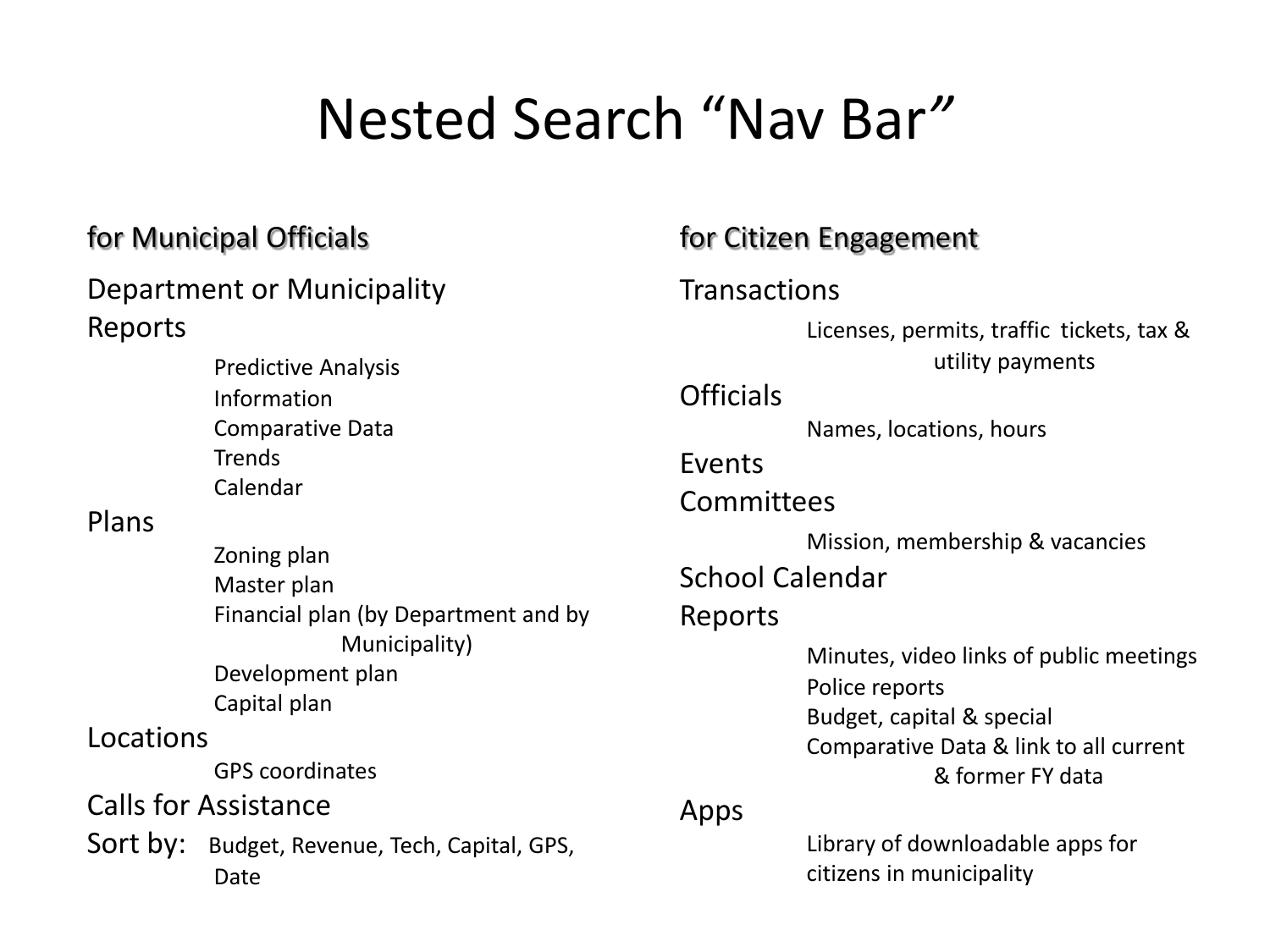# Nested Search "Nav Bar"

## for Municipal Officials

Department or Municipality

Reports

- Predictive Analysis
- Information
- Comparative Data
- Trends
- Calendar

Plans

- Zoning plan
- Master plan
- Financial plan (by Department and by Municipality)
- Development plan
- Capital plan

Locations

- GPS coordinates

Calls for Assistance

Sort by: Budget, Revenue, Tech, Capital, GPS, Date

## for Citizen Engagement

Transactions

- Licenses, permits, traffic tickets, tax & utility payments

Officials

- Names, locations, hours

Events

Committees

- Mission, membership & vacancies

School Calendar

Reports

- Minutes, video links of public meetings
- Police reports
- Budget, capital & special
- Comparative Data & link to all current & former FY data

Apps

- Library of downloadable apps for citizens in municipality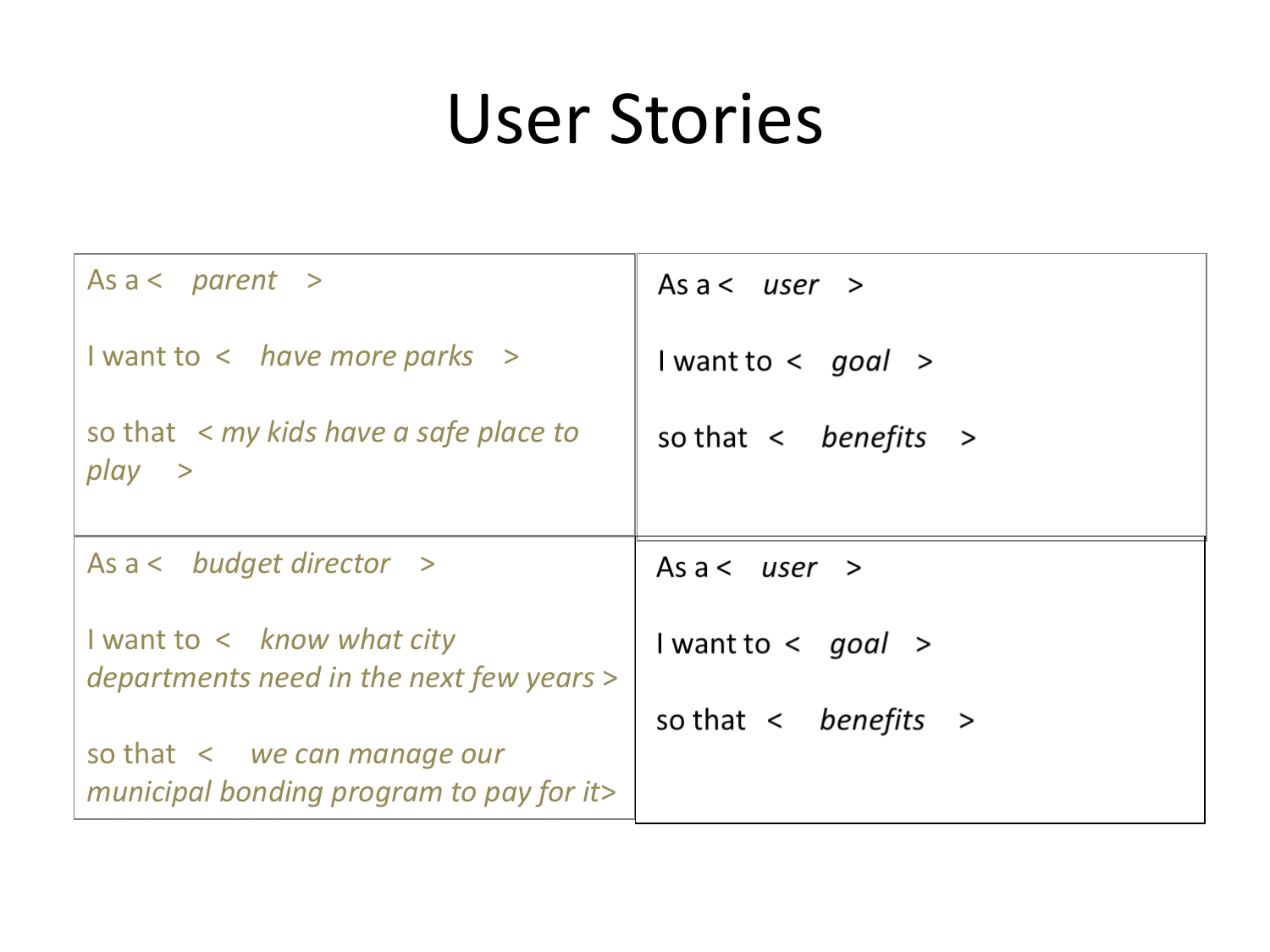# User Stories

| | |
|---|---|
| As a < *parent* > <br><br> I want to < *have more parks* > <br><br> so that < *my kids have a safe place to play* > | As a < *user* > <br><br> I want to < *goal* > <br><br> so that < *benefits* > |
| As a < *budget director* > <br><br> I want to < *know what city departments need in the next few years* > <br><br> so that < *we can manage our municipal bonding program to pay for it*> | As a < *user* > <br><br> I want to < *goal* > <br><br> so that < *benefits* > |